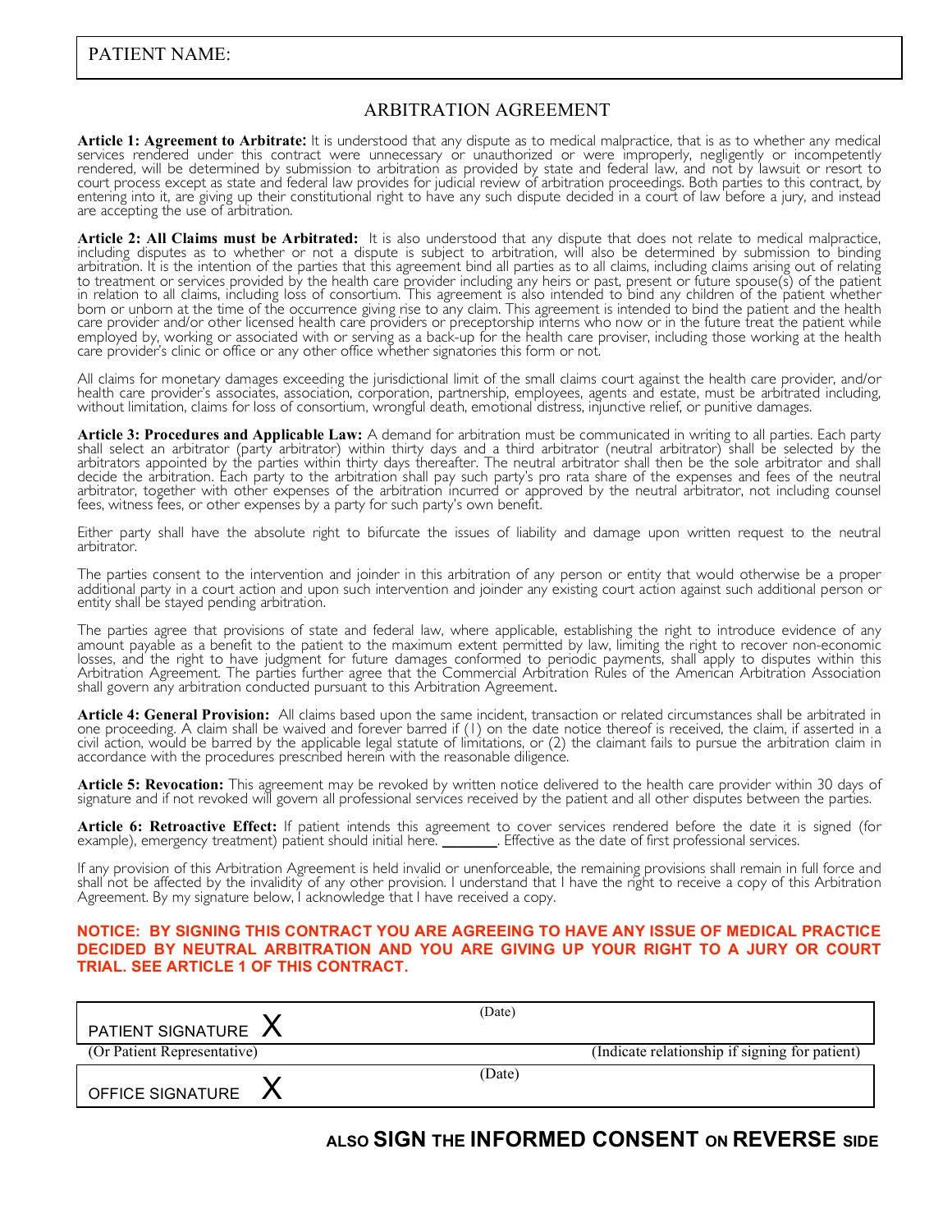PATIENT NAME:

## ARBITRATION AGREEMENT

**Article 1: Agreement to Arbitrate:** It is understood that any dispute as to medical malpractice, that is as to whether any medical services rendered under this contract were unnecessary or unauthorized or were improperly, negligently or incompetently rendered, will be determined by submission to arbitration as provided by state and federal law, and not by lawsuit or resort to court process except as state and federal law provides for judicial review of arbitration proceedings. Both parties to this contract, by entering into it, are giving up their constitutional right to have any such dispute decided in a court of law before a jury, and instead are accepting the use of arbitration.

**Article 2: All Claims must be Arbitrated:** It is also understood that any dispute that does not relate to medical malpractice, including disputes as to whether or not a dispute is subject to arbitration, will also be determined by submission to binding arbitration. It is the intention of the parties that this agreement bind all parties as to all claims, including claims arising out of relating to treatment or services provided by the health care provider including any heirs or past, present or future spouse(s) of the patient in relation to all claims, including loss of consortium. This agreement is also intended to bind any children of the patient whether born or unborn at the time of the occurrence giving rise to any claim. This agreement is intended to bind the patient and the health care provider and/or other licensed health care providers or preceptorship interns who now or in the future treat the patient while employed by, working or associated with or serving as a back-up for the health care proviser, including those working at the health care provider's clinic or office or any other office whether signatories this form or not.

All claims for monetary damages exceeding the jurisdictional limit of the small claims court against the health care provider, and/or health care provider's associates, association, corporation, partnership, employees, agents and estate, must be arbitrated including, without limitation, claims for loss of consortium, wrongful death, emotional distress, injunctive relief, or punitive damages.

**Article 3: Procedures and Applicable Law:** A demand for arbitration must be communicated in writing to all parties. Each party shall select an arbitrator (party arbitrator) within thirty days and a third arbitrator (neutral arbitrator) shall be selected by the arbitrators appointed by the parties within thirty days thereafter. The neutral arbitrator shall then be the sole arbitrator and shall decide the arbitration. Each party to the arbitration shall pay such party's pro rata share of the expenses and fees of the neutral arbitrator, together with other expenses of the arbitration incurred or approved by the neutral arbitrator, not including counsel fees, witness fees, or other expenses by a party for such party's own benefit.

Either party shall have the absolute right to bifurcate the issues of liability and damage upon written request to the neutral arbitrator.

The parties consent to the intervention and joinder in this arbitration of any person or entity that would otherwise be a proper additional party in a court action and upon such intervention and joinder any existing court action against such additional person or entity shall be stayed pending arbitration.

The parties agree that provisions of state and federal law, where applicable, establishing the right to introduce evidence of any amount payable as a benefit to the patient to the maximum extent permitted by law, limiting the right to recover non-economic losses, and the right to have judgment for future damages conformed to periodic payments, shall apply to disputes within this Arbitration Agreement. The parties further agree that the Commercial Arbitration Rules of the American Arbitration Association shall govern any arbitration conducted pursuant to this Arbitration Agreement.

**Article 4: General Provision:** All claims based upon the same incident, transaction or related circumstances shall be arbitrated in one proceeding. A claim shall be waived and forever barred if (1) on the date notice thereof is received, the claim, if asserted in a civil action, would be barred by the applicable legal statute of limitations, or (2) the claimant fails to pursue the arbitration claim in accordance with the procedures prescribed herein with the reasonable diligence.

**Article 5: Revocation:** This agreement may be revoked by written notice delivered to the health care provider within 30 days of signature and if not revoked will govern all professional services received by the patient and all other disputes between the parties.

**Article 6: Retroactive Effect:** If patient intends this agreement to cover services rendered before the date it is signed (for example), emergency treatment) patient should initial here. _______. Effective as the date of first professional services.

If any provision of this Arbitration Agreement is held invalid or unenforceable, the remaining provisions shall remain in full force and shall not be affected by the invalidity of any other provision. I understand that I have the right to receive a copy of this Arbitration Agreement. By my signature below, I acknowledge that I have received a copy.

**NOTICE: BY SIGNING THIS CONTRACT YOU ARE AGREEING TO HAVE ANY ISSUE OF MEDICAL PRACTICE DECIDED BY NEUTRAL ARBITRATION AND YOU ARE GIVING UP YOUR RIGHT TO A JURY OR COURT TRIAL. SEE ARTICLE 1 OF THIS CONTRACT.**

PATIENT SIGNATURE X &nbsp;&nbsp;&nbsp;&nbsp; (Date)

(Or Patient Representative) &nbsp;&nbsp;&nbsp;&nbsp; (Indicate relationship if signing for patient)

OFFICE SIGNATURE X &nbsp;&nbsp;&nbsp;&nbsp; (Date)

**ALSO SIGN THE INFORMED CONSENT ON REVERSE SIDE**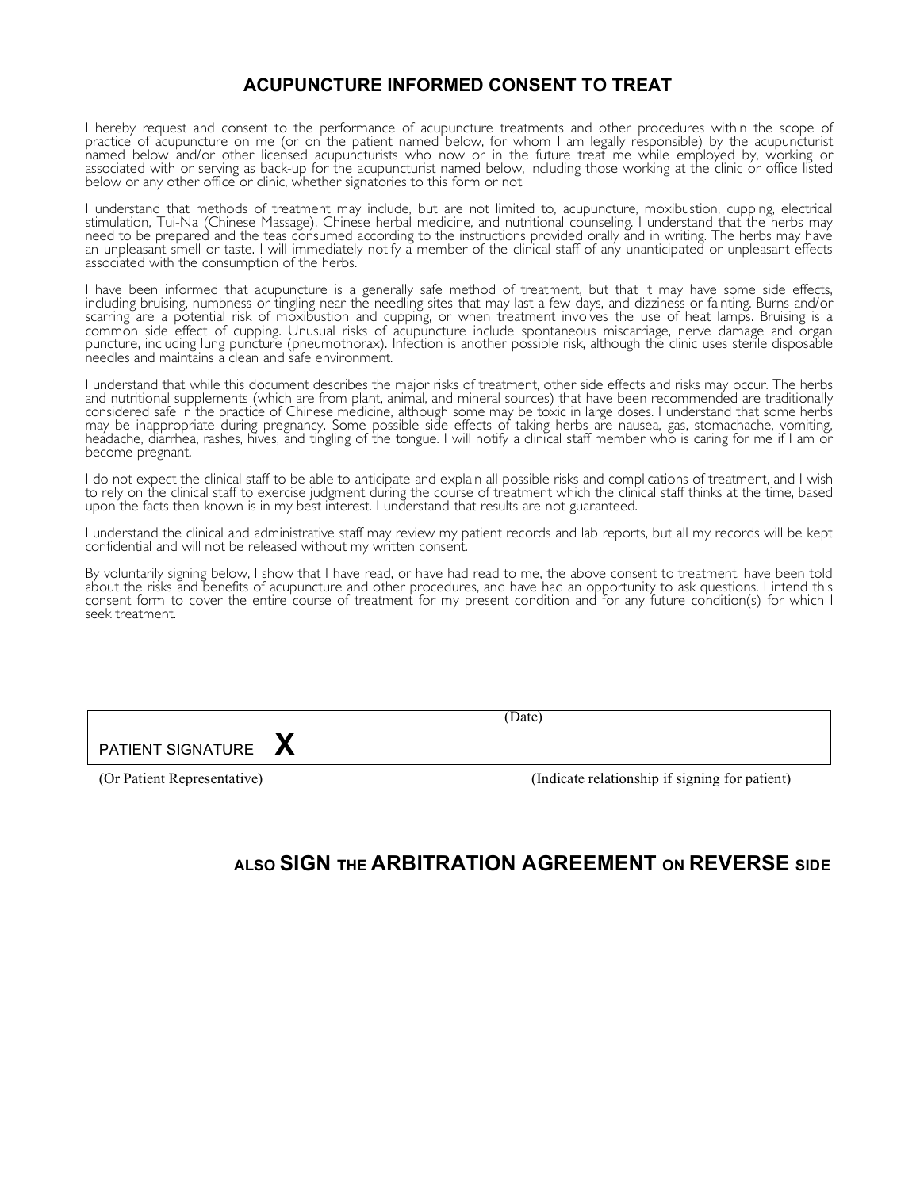# ACUPUNCTURE INFORMED CONSENT TO TREAT

I hereby request and consent to the performance of acupuncture treatments and other procedures within the scope of practice of acupuncture on me (or on the patient named below, for whom I am legally responsible) by the acupuncturist named below and/or other licensed acupuncturists who now or in the future treat me while employed by, working or associated with or serving as back-up for the acupuncturist named below, including those working at the clinic or office listed below or any other office or clinic, whether signatories to this form or not.

I understand that methods of treatment may include, but are not limited to, acupuncture, moxibustion, cupping, electrical stimulation, Tui-Na (Chinese Massage), Chinese herbal medicine, and nutritional counseling. I understand that the herbs may need to be prepared and the teas consumed according to the instructions provided orally and in writing. The herbs may have an unpleasant smell or taste. I will immediately notify a member of the clinical staff of any unanticipated or unpleasant effects associated with the consumption of the herbs.

I have been informed that acupuncture is a generally safe method of treatment, but that it may have some side effects, including bruising, numbness or tingling near the needling sites that may last a few days, and dizziness or fainting. Burns and/or scarring are a potential risk of moxibustion and cupping, or when treatment involves the use of heat lamps. Bruising is a common side effect of cupping. Unusual risks of acupuncture include spontaneous miscarriage, nerve damage and organ puncture, including lung puncture (pneumothorax). Infection is another possible risk, although the clinic uses sterile disposable needles and maintains a clean and safe environment.

I understand that while this document describes the major risks of treatment, other side effects and risks may occur. The herbs and nutritional supplements (which are from plant, animal, and mineral sources) that have been recommended are traditionally considered safe in the practice of Chinese medicine, although some may be toxic in large doses. I understand that some herbs may be inappropriate during pregnancy. Some possible side effects of taking herbs are nausea, gas, stomachache, vomiting, headache, diarrhea, rashes, hives, and tingling of the tongue. I will notify a clinical staff member who is caring for me if I am or become pregnant.

I do not expect the clinical staff to be able to anticipate and explain all possible risks and complications of treatment, and I wish to rely on the clinical staff to exercise judgment during the course of treatment which the clinical staff thinks at the time, based upon the facts then known is in my best interest. I understand that results are not guaranteed.

I understand the clinical and administrative staff may review my patient records and lab reports, but all my records will be kept confidential and will not be released without my written consent.

By voluntarily signing below, I show that I have read, or have had read to me, the above consent to treatment, have been told about the risks and benefits of acupuncture and other procedures, and have had an opportunity to ask questions. I intend this consent form to cover the entire course of treatment for my present condition and for any future condition(s) for which I seek treatment.

PATIENT SIGNATURE **X** (Date)

(Or Patient Representative) (Indicate relationship if signing for patient)

## ALSO SIGN THE ARBITRATION AGREEMENT ON REVERSE SIDE